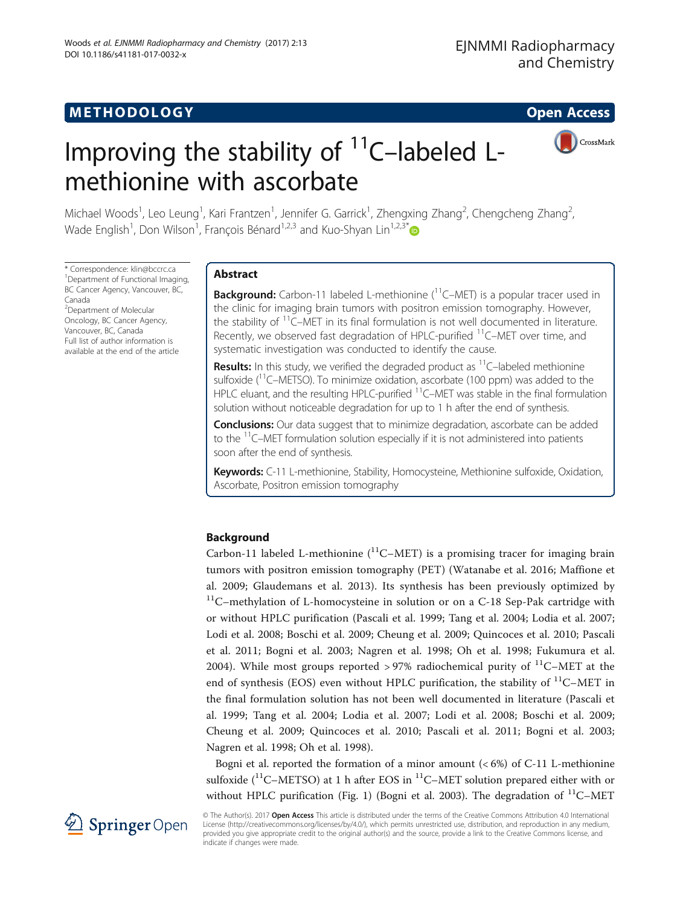METHODOLOGY

Open Access

# Improving the stability of $^{11}$C–labeled L-methionine with ascorbate

Michael Woods[1], Leo Leung[1], Kari Frantzen[1], Jennifer G. Garrick[1], Zhengxing Zhang[2], Chengcheng Zhang[2], Wade English[1], Don Wilson[1], François Bénard[1,2,3] and Kuo-Shyan Lin[1,2,3*]

\* Correspondence: klin@bccrc.ca
[1]Department of Functional Imaging, BC Cancer Agency, Vancouver, BC, Canada
[2]Department of Molecular Oncology, BC Cancer Agency, Vancouver, BC, Canada
Full list of author information is available at the end of the article

## Abstract

**Background:** Carbon-11 labeled L-methionine ($^{11}$C–MET) is a popular tracer used in the clinic for imaging brain tumors with positron emission tomography. However, the stability of $^{11}$C–MET in its final formulation is not well documented in literature. Recently, we observed fast degradation of HPLC-purified $^{11}$C–MET over time, and systematic investigation was conducted to identify the cause.

**Results:** In this study, we verified the degraded product as $^{11}$C–labeled methionine sulfoxide ($^{11}$C–METSO). To minimize oxidation, ascorbate (100 ppm) was added to the HPLC eluant, and the resulting HPLC-purified $^{11}$C–MET was stable in the final formulation solution without noticeable degradation for up to 1 h after the end of synthesis.

**Conclusions:** Our data suggest that to minimize degradation, ascorbate can be added to the $^{11}$C–MET formulation solution especially if it is not administered into patients soon after the end of synthesis.

**Keywords:** C-11 L-methionine, Stability, Homocysteine, Methionine sulfoxide, Oxidation, Ascorbate, Positron emission tomography

## Background

Carbon-11 labeled L-methionine ($^{11}$C–MET) is a promising tracer for imaging brain tumors with positron emission tomography (PET) (Watanabe et al. 2016; Maffione et al. 2009; Glaudemans et al. 2013). Its synthesis has been previously optimized by $^{11}$C–methylation of L-homocysteine in solution or on a C-18 Sep-Pak cartridge with or without HPLC purification (Pascali et al. 1999; Tang et al. 2004; Lodia et al. 2007; Lodi et al. 2008; Boschi et al. 2009; Cheung et al. 2009; Quincoces et al. 2010; Pascali et al. 2011; Bogni et al. 2003; Nagren et al. 1998; Oh et al. 1998; Fukumura et al. 2004). While most groups reported > 97% radiochemical purity of $^{11}$C–MET at the end of synthesis (EOS) even without HPLC purification, the stability of $^{11}$C–MET in the final formulation solution has not been well documented in literature (Pascali et al. 1999; Tang et al. 2004; Lodia et al. 2007; Lodi et al. 2008; Boschi et al. 2009; Cheung et al. 2009; Quincoces et al. 2010; Pascali et al. 2011; Bogni et al. 2003; Nagren et al. 1998; Oh et al. 1998).

Bogni et al. reported the formation of a minor amount (< 6%) of C-11 L-methionine sulfoxide ($^{11}$C–METSO) at 1 h after EOS in $^{11}$C–MET solution prepared either with or without HPLC purification (Fig. 1) (Bogni et al. 2003). The degradation of $^{11}$C–MET

© The Author(s). 2017 **Open Access** This article is distributed under the terms of the Creative Commons Attribution 4.0 International License (http://creativecommons.org/licenses/by/4.0/), which permits unrestricted use, distribution, and reproduction in any medium, provided you give appropriate credit to the original author(s) and the source, provide a link to the Creative Commons license, and indicate if changes were made.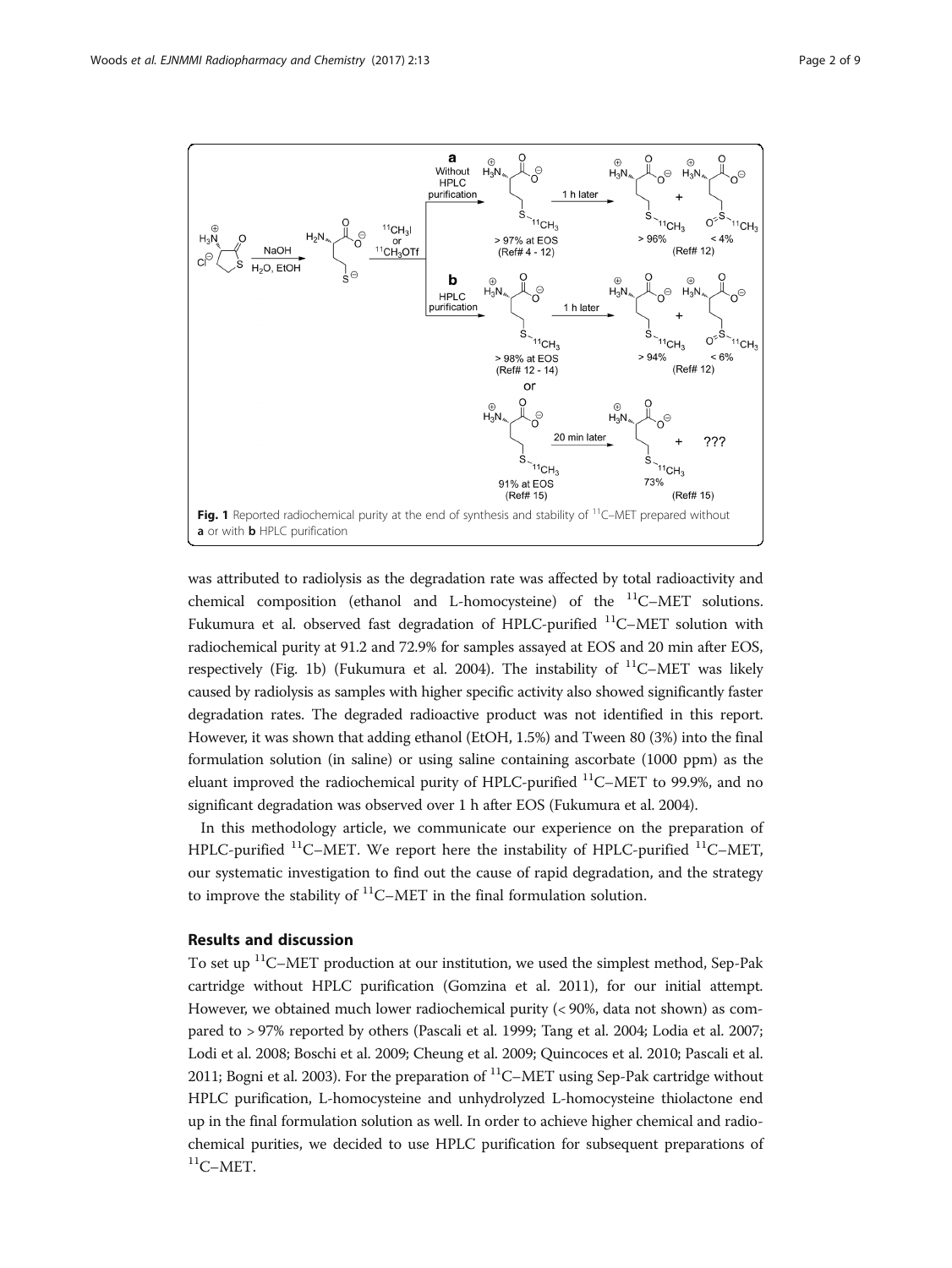Fig. 1 Reported radiochemical purity at the end of synthesis and stability of $^{11}$C–MET prepared without **a** or with **b** HPLC purification

was attributed to radiolysis as the degradation rate was affected by total radioactivity and chemical composition (ethanol and L-homocysteine) of the $^{11}$C–MET solutions. Fukumura et al. observed fast degradation of HPLC-purified $^{11}$C–MET solution with radiochemical purity at 91.2 and 72.9% for samples assayed at EOS and 20 min after EOS, respectively (Fig. 1b) (Fukumura et al. 2004). The instability of $^{11}$C–MET was likely caused by radiolysis as samples with higher specific activity also showed significantly faster degradation rates. The degraded radioactive product was not identified in this report. However, it was shown that adding ethanol (EtOH, 1.5%) and Tween 80 (3%) into the final formulation solution (in saline) or using saline containing ascorbate (1000 ppm) as the eluant improved the radiochemical purity of HPLC-purified $^{11}$C–MET to 99.9%, and no significant degradation was observed over 1 h after EOS (Fukumura et al. 2004).

In this methodology article, we communicate our experience on the preparation of HPLC-purified $^{11}$C–MET. We report here the instability of HPLC-purified $^{11}$C–MET, our systematic investigation to find out the cause of rapid degradation, and the strategy to improve the stability of $^{11}$C–MET in the final formulation solution.

## Results and discussion

To set up $^{11}$C–MET production at our institution, we used the simplest method, Sep-Pak cartridge without HPLC purification (Gomzina et al. 2011), for our initial attempt. However, we obtained much lower radiochemical purity (< 90%, data not shown) as compared to > 97% reported by others (Pascali et al. 1999; Tang et al. 2004; Lodia et al. 2007; Lodi et al. 2008; Boschi et al. 2009; Cheung et al. 2009; Quincoces et al. 2010; Pascali et al. 2011; Bogni et al. 2003). For the preparation of $^{11}$C–MET using Sep-Pak cartridge without HPLC purification, L-homocysteine and unhydrolyzed L-homocysteine thiolactone end up in the final formulation solution as well. In order to achieve higher chemical and radiochemical purities, we decided to use HPLC purification for subsequent preparations of $^{11}$C–MET.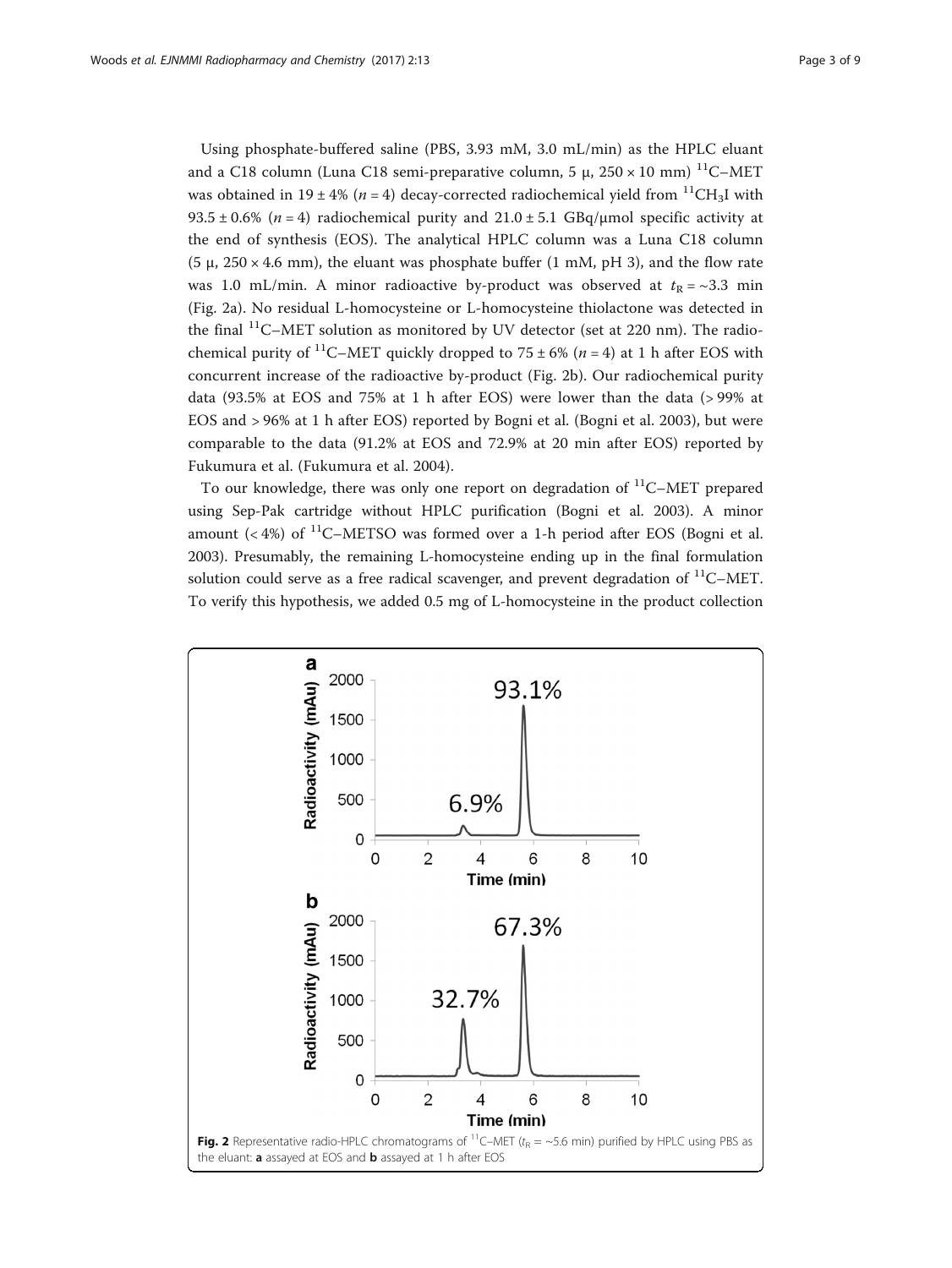Using phosphate-buffered saline (PBS, 3.93 mM, 3.0 mL/min) as the HPLC eluant and a C18 column (Luna C18 semi-preparative column, 5 μ, 250 × 10 mm) $^{11}$C–MET was obtained in 19 ± 4% ($n$ = 4) decay-corrected radiochemical yield from $^{11}CH_3I$ with 93.5 ± 0.6% ($n$ = 4) radiochemical purity and 21.0 ± 5.1 GBq/μmol specific activity at the end of synthesis (EOS). The analytical HPLC column was a Luna C18 column (5 μ, 250 × 4.6 mm), the eluant was phosphate buffer (1 mM, pH 3), and the flow rate was 1.0 mL/min. A minor radioactive by-product was observed at $t_R$ = ~3.3 min (Fig. 2a). No residual L-homocysteine or L-homocysteine thiolactone was detected in the final $^{11}$C–MET solution as monitored by UV detector (set at 220 nm). The radiochemical purity of $^{11}$C–MET quickly dropped to 75 ± 6% ($n$ = 4) at 1 h after EOS with concurrent increase of the radioactive by-product (Fig. 2b). Our radiochemical purity data (93.5% at EOS and 75% at 1 h after EOS) were lower than the data (> 99% at EOS and > 96% at 1 h after EOS) reported by Bogni et al. (Bogni et al. 2003), but were comparable to the data (91.2% at EOS and 72.9% at 20 min after EOS) reported by Fukumura et al. (Fukumura et al. 2004).

To our knowledge, there was only one report on degradation of $^{11}$C–MET prepared using Sep-Pak cartridge without HPLC purification (Bogni et al. 2003). A minor amount (< 4%) of $^{11}$C–METSO was formed over a 1-h period after EOS (Bogni et al. 2003). Presumably, the remaining L-homocysteine ending up in the final formulation solution could serve as a free radical scavenger, and prevent degradation of $^{11}$C–MET. To verify this hypothesis, we added 0.5 mg of L-homocysteine in the product collection

**Fig. 2** Representative radio-HPLC chromatograms of $^{11}$C–MET ($t_R$ = ~5.6 min) purified by HPLC using PBS as the eluant: **a** assayed at EOS and **b** assayed at 1 h after EOS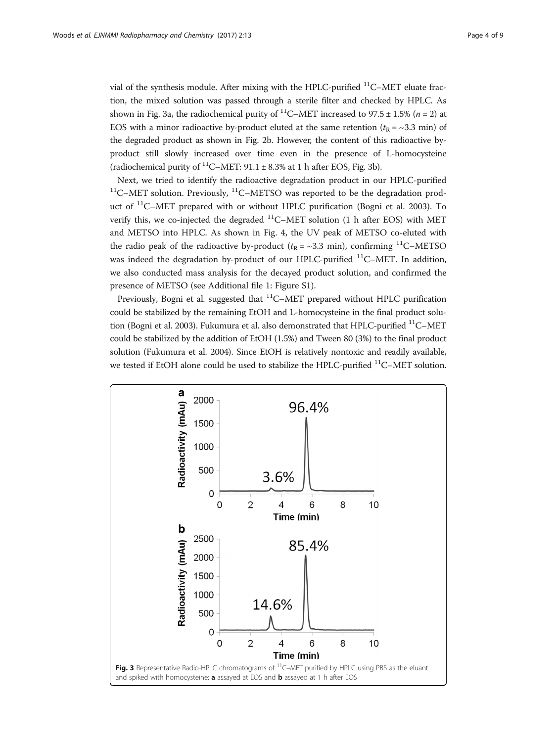vial of the synthesis module. After mixing with the HPLC-purified $^{11}$C–MET eluate fraction, the mixed solution was passed through a sterile filter and checked by HPLC. As shown in Fig. 3a, the radiochemical purity of $^{11}$C–MET increased to 97.5 ± 1.5% ($n = 2$) at EOS with a minor radioactive by-product eluted at the same retention ($t_R$ = ~3.3 min) of the degraded product as shown in Fig. 2b. However, the content of this radioactive by-product still slowly increased over time even in the presence of L-homocysteine (radiochemical purity of $^{11}$C–MET: 91.1 ± 8.3% at 1 h after EOS, Fig. 3b).

Next, we tried to identify the radioactive degradation product in our HPLC-purified $^{11}$C–MET solution. Previously, $^{11}$C–METSO was reported to be the degradation product of $^{11}$C–MET prepared with or without HPLC purification (Bogni et al. 2003). To verify this, we co-injected the degraded $^{11}$C–MET solution (1 h after EOS) with MET and METSO into HPLC. As shown in Fig. 4, the UV peak of METSO co-eluted with the radio peak of the radioactive by-product ($t_R$ = ~3.3 min), confirming $^{11}$C–METSO was indeed the degradation by-product of our HPLC-purified $^{11}$C–MET. In addition, we also conducted mass analysis for the decayed product solution, and confirmed the presence of METSO (see Additional file 1: Figure S1).

Previously, Bogni et al. suggested that $^{11}$C–MET prepared without HPLC purification could be stabilized by the remaining EtOH and L-homocysteine in the final product solution (Bogni et al. 2003). Fukumura et al. also demonstrated that HPLC-purified $^{11}$C–MET could be stabilized by the addition of EtOH (1.5%) and Tween 80 (3%) to the final product solution (Fukumura et al. 2004). Since EtOH is relatively nontoxic and readily available, we tested if EtOH alone could be used to stabilize the HPLC-purified $^{11}$C–MET solution.

**Fig. 3** Representative Radio-HPLC chromatograms of $^{11}$C–MET purified by HPLC using PBS as the eluant and spiked with homocysteine: **a** assayed at EOS and **b** assayed at 1 h after EOS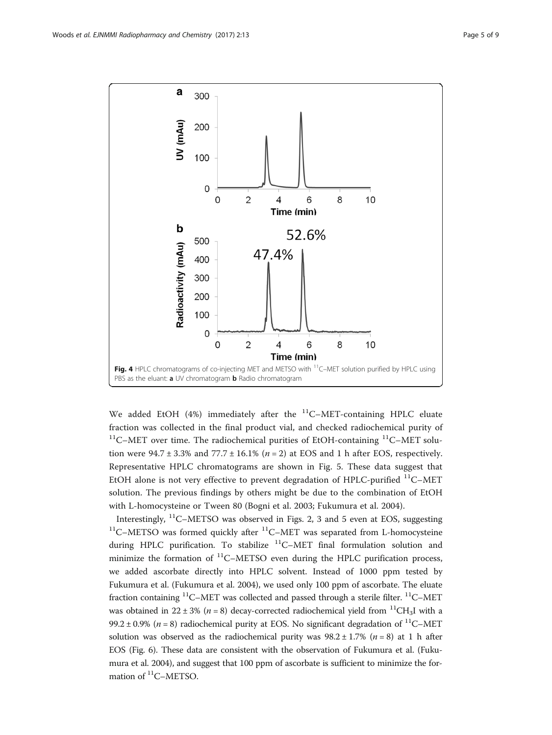Fig. 4 HPLC chromatograms of co-injecting MET and METSO with $^{11}C$–MET solution purified by HPLC using PBS as the eluant: **a** UV chromatogram **b** Radio chromatogram

We added EtOH (4%) immediately after the $^{11}C$–MET-containing HPLC eluate fraction was collected in the final product vial, and checked radiochemical purity of $^{11}C$–MET over time. The radiochemical purities of EtOH-containing $^{11}C$–MET solution were 94.7 ± 3.3% and 77.7 ± 16.1% ($n = 2$) at EOS and 1 h after EOS, respectively. Representative HPLC chromatograms are shown in Fig. 5. These data suggest that EtOH alone is not very effective to prevent degradation of HPLC-purified $^{11}C$–MET solution. The previous findings by others might be due to the combination of EtOH with L-homocysteine or Tween 80 (Bogni et al. 2003; Fukumura et al. 2004).

Interestingly, $^{11}C$–METSO was observed in Figs. 2, 3 and 5 even at EOS, suggesting $^{11}C$–METSO was formed quickly after $^{11}C$–MET was separated from L-homocysteine during HPLC purification. To stabilize $^{11}C$–MET final formulation solution and minimize the formation of $^{11}C$–METSO even during the HPLC purification process, we added ascorbate directly into HPLC solvent. Instead of 1000 ppm tested by Fukumura et al. (Fukumura et al. 2004), we used only 100 ppm of ascorbate. The eluate fraction containing $^{11}C$–MET was collected and passed through a sterile filter. $^{11}C$–MET was obtained in 22 ± 3% ($n = 8$) decay-corrected radiochemical yield from $^{11}CH_3I$ with a 99.2 ± 0.9% ($n = 8$) radiochemical purity at EOS. No significant degradation of $^{11}C$–MET solution was observed as the radiochemical purity was 98.2 ± 1.7% ($n = 8$) at 1 h after EOS (Fig. 6). These data are consistent with the observation of Fukumura et al. (Fukumura et al. 2004), and suggest that 100 ppm of ascorbate is sufficient to minimize the formation of $^{11}C$–METSO.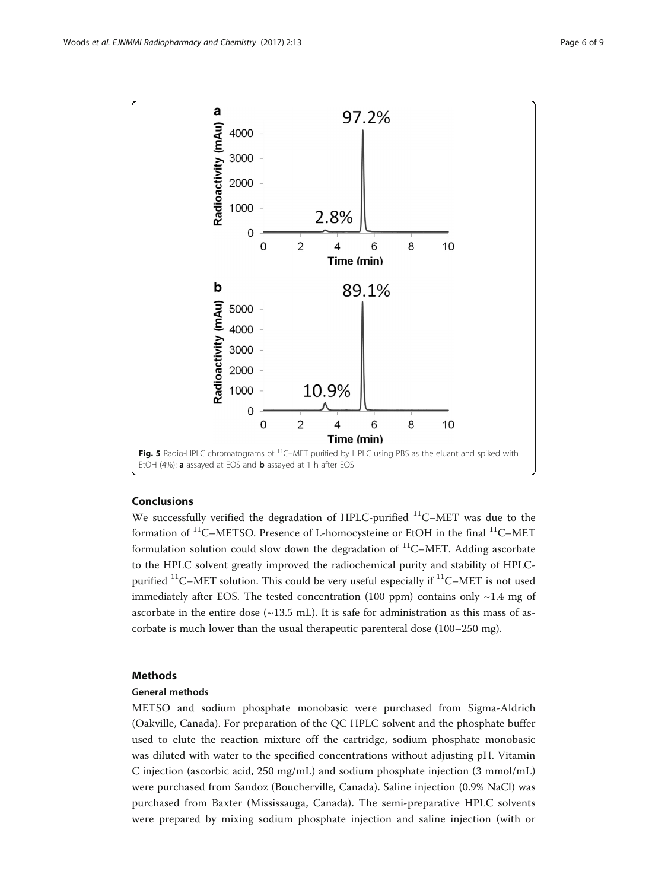Fig. 5 Radio-HPLC chromatograms of $^{11}$C–MET purified by HPLC using PBS as the eluant and spiked with EtOH (4%): **a** assayed at EOS and **b** assayed at 1 h after EOS

## Conclusions

We successfully verified the degradation of HPLC-purified $^{11}$C–MET was due to the formation of $^{11}$C–METSO. Presence of L-homocysteine or EtOH in the final $^{11}$C–MET formulation solution could slow down the degradation of $^{11}$C–MET. Adding ascorbate to the HPLC solvent greatly improved the radiochemical purity and stability of HPLC-purified $^{11}$C–MET solution. This could be very useful especially if $^{11}$C–MET is not used immediately after EOS. The tested concentration (100 ppm) contains only ~1.4 mg of ascorbate in the entire dose (~13.5 mL). It is safe for administration as this mass of ascorbate is much lower than the usual therapeutic parenteral dose (100–250 mg).

## Methods

### General methods

METSO and sodium phosphate monobasic were purchased from Sigma-Aldrich (Oakville, Canada). For preparation of the QC HPLC solvent and the phosphate buffer used to elute the reaction mixture off the cartridge, sodium phosphate monobasic was diluted with water to the specified concentrations without adjusting pH. Vitamin C injection (ascorbic acid, 250 mg/mL) and sodium phosphate injection (3 mmol/mL) were purchased from Sandoz (Boucherville, Canada). Saline injection (0.9% NaCl) was purchased from Baxter (Mississauga, Canada). The semi-preparative HPLC solvents were prepared by mixing sodium phosphate injection and saline injection (with or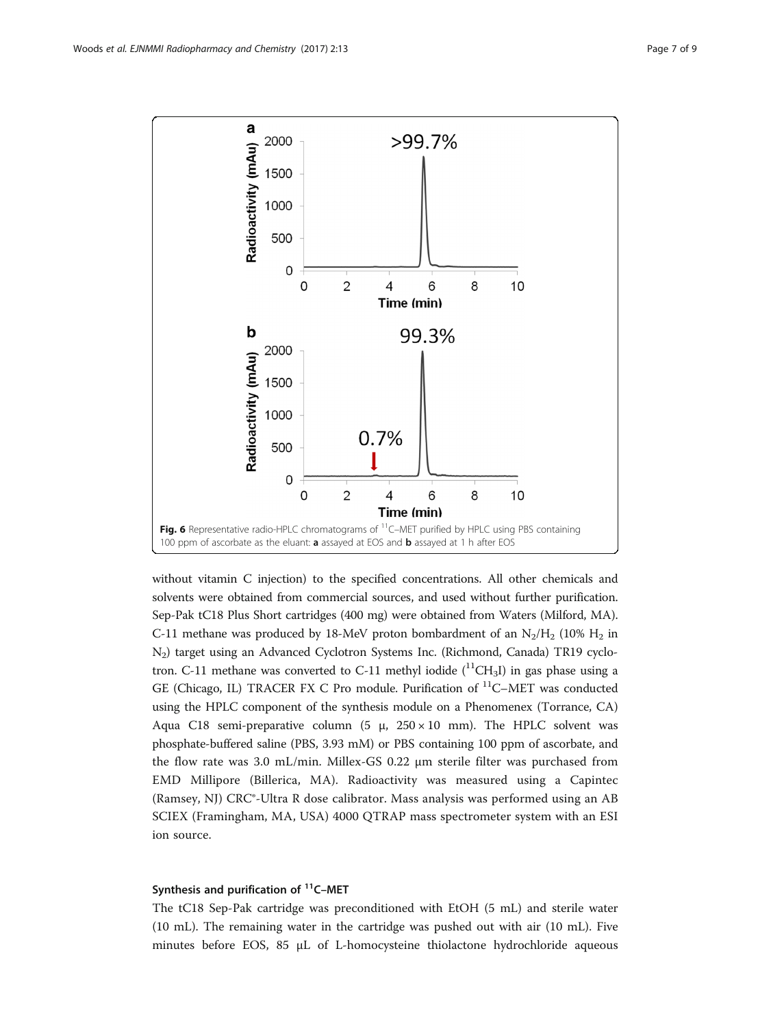Fig. 6 Representative radio-HPLC chromatograms of $^{11}$C–MET purified by HPLC using PBS containing 100 ppm of ascorbate as the eluant: **a** assayed at EOS and **b** assayed at 1 h after EOS

without vitamin C injection) to the specified concentrations. All other chemicals and solvents were obtained from commercial sources, and used without further purification. Sep-Pak tC18 Plus Short cartridges (400 mg) were obtained from Waters (Milford, MA). C-11 methane was produced by 18-MeV proton bombardment of an $N_2/H_2$ (10% $H_2$ in $N_2$) target using an Advanced Cyclotron Systems Inc. (Richmond, Canada) TR19 cyclotron. C-11 methane was converted to C-11 methyl iodide ($^{11}CH_3I$) in gas phase using a GE (Chicago, IL) TRACER FX C Pro module. Purification of $^{11}$C–MET was conducted using the HPLC component of the synthesis module on a Phenomenex (Torrance, CA) Aqua C18 semi-preparative column (5 μ, 250 × 10 mm). The HPLC solvent was phosphate-buffered saline (PBS, 3.93 mM) or PBS containing 100 ppm of ascorbate, and the flow rate was 3.0 mL/min. Millex-GS 0.22 μm sterile filter was purchased from EMD Millipore (Billerica, MA). Radioactivity was measured using a Capintec (Ramsey, NJ) CRC®-Ultra R dose calibrator. Mass analysis was performed using an AB SCIEX (Framingham, MA, USA) 4000 QTRAP mass spectrometer system with an ESI ion source.

### Synthesis and purification of $^{11}$C–MET

The tC18 Sep-Pak cartridge was preconditioned with EtOH (5 mL) and sterile water (10 mL). The remaining water in the cartridge was pushed out with air (10 mL). Five minutes before EOS, 85 μL of L-homocysteine thiolactone hydrochloride aqueous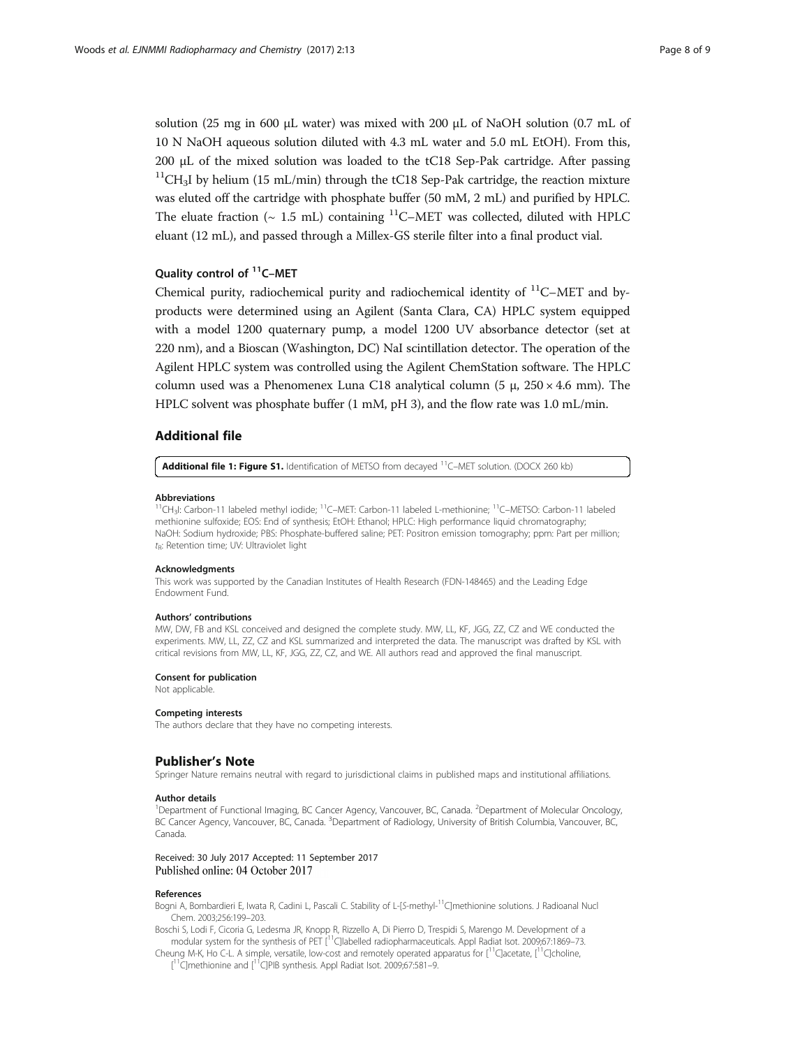solution (25 mg in 600 μL water) was mixed with 200 μL of NaOH solution (0.7 mL of 10 N NaOH aqueous solution diluted with 4.3 mL water and 5.0 mL EtOH). From this, 200 μL of the mixed solution was loaded to the tC18 Sep-Pak cartridge. After passing $^{11}CH_3I$ by helium (15 mL/min) through the tC18 Sep-Pak cartridge, the reaction mixture was eluted off the cartridge with phosphate buffer (50 mM, 2 mL) and purified by HPLC. The eluate fraction (~ 1.5 mL) containing $^{11}C$–MET was collected, diluted with HPLC eluant (12 mL), and passed through a Millex-GS sterile filter into a final product vial.

### Quality control of $^{11}C$–MET

Chemical purity, radiochemical purity and radiochemical identity of $^{11}C$–MET and by-products were determined using an Agilent (Santa Clara, CA) HPLC system equipped with a model 1200 quaternary pump, a model 1200 UV absorbance detector (set at 220 nm), and a Bioscan (Washington, DC) NaI scintillation detector. The operation of the Agilent HPLC system was controlled using the Agilent ChemStation software. The HPLC column used was a Phenomenex Luna C18 analytical column (5 μ, 250 × 4.6 mm). The HPLC solvent was phosphate buffer (1 mM, pH 3), and the flow rate was 1.0 mL/min.

## Additional file

**Additional file 1: Figure S1.** Identification of METSO from decayed $^{11}C$–MET solution. (DOCX 260 kb)

#### Abbreviations

$^{11}CH_3I$: Carbon-11 labeled methyl iodide; $^{11}C$–MET: Carbon-11 labeled L-methionine; $^{11}C$–METSO: Carbon-11 labeled methionine sulfoxide; EOS: End of synthesis; EtOH: Ethanol; HPLC: High performance liquid chromatography; NaOH: Sodium hydroxide; PBS: Phosphate-buffered saline; PET: Positron emission tomography; ppm: Part per million; $t_R$: Retention time; UV: Ultraviolet light

#### Acknowledgments

This work was supported by the Canadian Institutes of Health Research (FDN-148465) and the Leading Edge Endowment Fund.

#### Authors' contributions

MW, DW, FB and KSL conceived and designed the complete study. MW, LL, KF, JGG, ZZ, CZ and WE conducted the experiments. MW, LL, ZZ, CZ and KSL summarized and interpreted the data. The manuscript was drafted by KSL with critical revisions from MW, LL, KF, JGG, ZZ, CZ, and WE. All authors read and approved the final manuscript.

#### Consent for publication

Not applicable.

#### Competing interests

The authors declare that they have no competing interests.

## Publisher's Note

Springer Nature remains neutral with regard to jurisdictional claims in published maps and institutional affiliations.

#### Author details

[1]Department of Functional Imaging, BC Cancer Agency, Vancouver, BC, Canada. [2]Department of Molecular Oncology, BC Cancer Agency, Vancouver, BC, Canada. [3]Department of Radiology, University of British Columbia, Vancouver, BC, Canada.

Received: 30 July 2017 Accepted: 11 September 2017
Published online: 04 October 2017

#### References

Bogni A, Bombardieri E, Iwata R, Cadini L, Pascali C. Stability of L-[*S*-methyl-$^{11}$C]methionine solutions. J Radioanal Nucl Chem. 2003;256:199–203.

Boschi S, Lodi F, Cicoria G, Ledesma JR, Knopp R, Rizzello A, Di Pierro D, Trespidi S, Marengo M. Development of a modular system for the synthesis of PET [$^{11}$C]labelled radiopharmaceuticals. Appl Radiat Isot. 2009;67:1869–73.

Cheung M-K, Ho C-L. A simple, versatile, low-cost and remotely operated apparatus for [$^{11}$C]acetate, [$^{11}$C]choline, [$^{11}$C]methionine and [$^{11}$C]PIB synthesis. Appl Radiat Isot. 2009;67:581–9.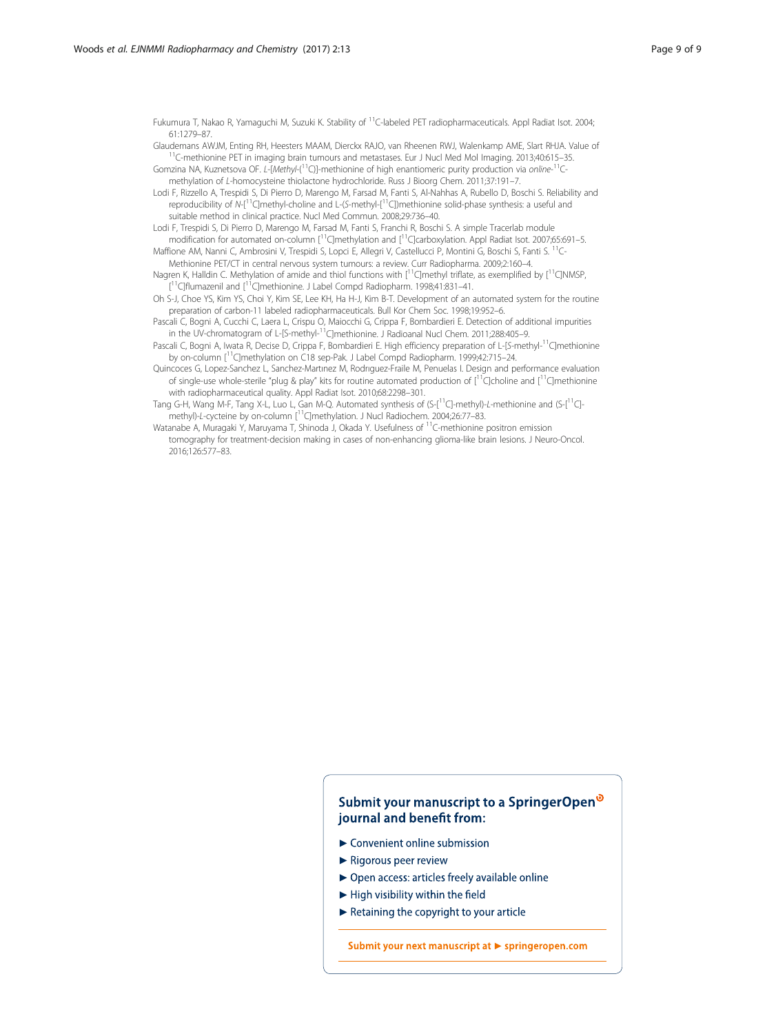Fukumura T, Nakao R, Yamaguchi M, Suzuki K. Stability of $^{11}$C-labeled PET radiopharmaceuticals. Appl Radiat Isot. 2004;61:1279–87.

Glaudemans AWJM, Enting RH, Heesters MAAM, Dierckx RAJO, van Rheenen RWJ, Walenkamp AME, Slart RHJA. Value of $^{11}$C-methionine PET in imaging brain tumours and metastases. Eur J Nucl Med Mol Imaging. 2013;40:615–35.

Gomzina NA, Kuznetsova OF. *L*-[*Methyl*-($^{11}$C)]-methionine of high enantiomeric purity production via *online*-$^{11}$C-methylation of *L*-homocysteine thiolactone hydrochloride. Russ J Bioorg Chem. 2011;37:191–7.

Lodi F, Rizzello A, Trespidi S, Di Pierro D, Marengo M, Farsad M, Fanti S, Al-Nahhas A, Rubello D, Boschi S. Reliability and reproducibility of *N*-[$^{11}$C]methyl-choline and L-(*S*-methyl-[$^{11}$C])methionine solid-phase synthesis: a useful and suitable method in clinical practice. Nucl Med Commun. 2008;29:736–40.

Lodi F, Trespidi S, Di Pierro D, Marengo M, Farsad M, Fanti S, Franchi R, Boschi S. A simple Tracerlab module modification for automated on-column [$^{11}$C]methylation and [$^{11}$C]carboxylation. Appl Radiat Isot. 2007;65:691–5.

Maffione AM, Nanni C, Ambrosini V, Trespidi S, Lopci E, Allegri V, Castellucci P, Montini G, Boschi S, Fanti S. $^{11}$C-Methionine PET/CT in central nervous system tumours: a review. Curr Radiopharma. 2009;2:160–4.

Nagren K, Halldin C. Methylation of amide and thiol functions with [$^{11}$C]methyl triflate, as exemplified by [$^{11}$C]NMSP, [$^{11}$C]flumazenil and [$^{11}$C]methionine. J Label Compd Radiopharm. 1998;41:831–41.

Oh S-J, Choe YS, Kim YS, Choi Y, Kim SE, Lee KH, Ha H-J, Kim B-T. Development of an automated system for the routine preparation of carbon-11 labeled radiopharmaceuticals. Bull Kor Chem Soc. 1998;19:952–6.

Pascali C, Bogni A, Cucchi C, Laera L, Crispu O, Maiocchi G, Crippa F, Bombardieri E. Detection of additional impurities in the UV-chromatogram of L-[S-methyl-$^{11}$C]methionine. J Radioanal Nucl Chem. 2011;288:405–9.

Pascali C, Bogni A, Iwata R, Decise D, Crippa F, Bombardieri E. High efficiency preparation of L-[*S*-methyl-$^{11}$C]methionine by on-column [$^{11}$C]methylation on C18 sep-Pak. J Label Compd Radiopharm. 1999;42:715–24.

Quincoces G, Lopez-Sanchez L, Sanchez-Martınez M, Rodrıguez-Fraile M, Penuelas I. Design and performance evaluation of single-use whole-sterile "plug & play" kits for routine automated production of [$^{11}$C]choline and [$^{11}$C]methionine with radiopharmaceutical quality. Appl Radiat Isot. 2010;68:2298–301.

Tang G-H, Wang M-F, Tang X-L, Luo L, Gan M-Q. Automated synthesis of (S-[$^{11}$C]-methyl)-*L*-methionine and (S-[$^{11}$C]-methyl)-*L*-cycteine by on-column [$^{11}$C]methylation. J Nucl Radiochem. 2004;26:77–83.

Watanabe A, Muragaki Y, Maruyama T, Shinoda J, Okada Y. Usefulness of $^{11}$C-methionine positron emission tomography for treatment-decision making in cases of non-enhancing glioma-like brain lesions. J Neuro-Oncol. 2016;126:577–83.

**Submit your manuscript to a SpringerOpen journal and benefit from:**

- ► Convenient online submission
- ► Rigorous peer review
- ► Open access: articles freely available online
- ► High visibility within the field
- ► Retaining the copyright to your article

**Submit your next manuscript at ► springeropen.com**